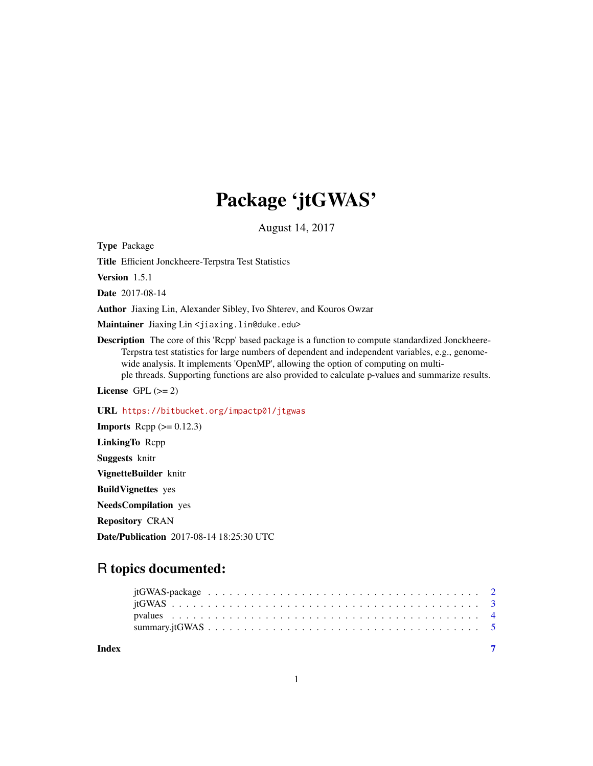# Package 'jtGWAS'

August 14, 2017

**Type** Package

**Title** Efficient Jonckheere-Terpstra Test Statistics

**Version** 1.5.1

**Date** 2017-08-14

**Author** Jiaxing Lin, Alexander Sibley, Ivo Shterev, and Kouros Owzar

**Maintainer** Jiaxing Lin <jiaxing.lin@duke.edu>

**Description** The core of this 'Rcpp' based package is a function to compute standardized Jonckheere-Terpstra test statistics for large numbers of dependent and independent variables, e.g., genome-wide analysis. It implements 'OpenMP', allowing the option of computing on multiple threads. Supporting functions are also provided to calculate p-values and summarize results.

**License** GPL (>= 2)

**URL** https://bitbucket.org/impactp01/jtgwas

**Imports** Rcpp (>= 0.12.3)

**LinkingTo** Rcpp

**Suggests** knitr

**VignetteBuilder** knitr

**BuildVignettes** yes

**NeedsCompilation** yes

**Repository** CRAN

**Date/Publication** 2017-08-14 18:25:30 UTC

## R topics documented:

| | |
|---|---|
| jtGWAS-package | 2 |
| jtGWAS | 3 |
| pvalues | 4 |
| summary.jtGWAS | 5 |
| **Index** | **7** |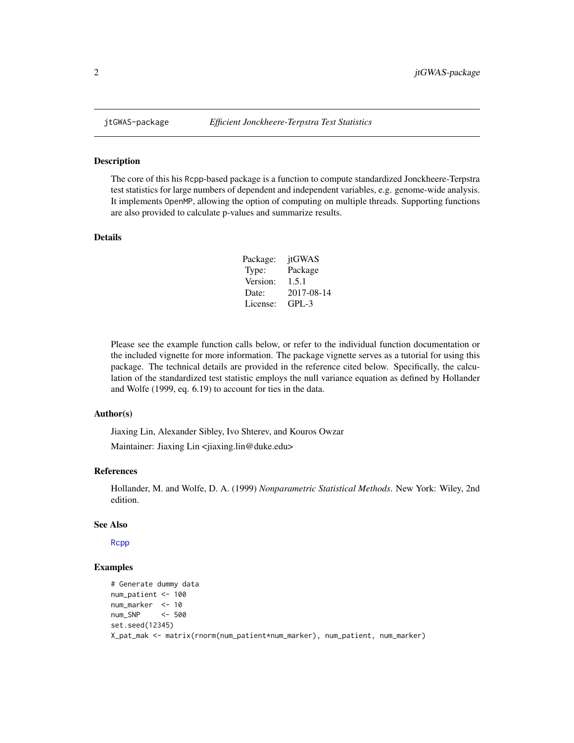jtGWAS-package &nbsp;&nbsp;&nbsp; *Efficient Jonckheere-Terpstra Test Statistics*

## Description

The core of this his Rcpp-based package is a function to compute standardized Jonckheere-Terpstra test statistics for large numbers of dependent and independent variables, e.g. genome-wide analysis. It implements OpenMP, allowing the option of computing on multiple threads. Supporting functions are also provided to calculate p-values and summarize results.

## Details

| | |
|---|---|
| Package: | jtGWAS |
| Type: | Package |
| Version: | 1.5.1 |
| Date: | 2017-08-14 |
| License: | GPL-3 |

Please see the example function calls below, or refer to the individual function documentation or the included vignette for more information. The package vignette serves as a tutorial for using this package. The technical details are provided in the reference cited below. Specifically, the calculation of the standardized test statistic employs the null variance equation as defined by Hollander and Wolfe (1999, eq. 6.19) to account for ties in the data.

## Author(s)

Jiaxing Lin, Alexander Sibley, Ivo Shterev, and Kouros Owzar

Maintainer: Jiaxing Lin <jiaxing.lin@duke.edu>

## References

Hollander, M. and Wolfe, D. A. (1999) *Nonparametric Statistical Methods*. New York: Wiley, 2nd edition.

## See Also

Rcpp

## Examples

```
# Generate dummy data
num_patient <- 100
num_marker  <- 10
num_SNP     <- 500
set.seed(12345)
X_pat_mak <- matrix(rnorm(num_patient*num_marker), num_patient, num_marker)
```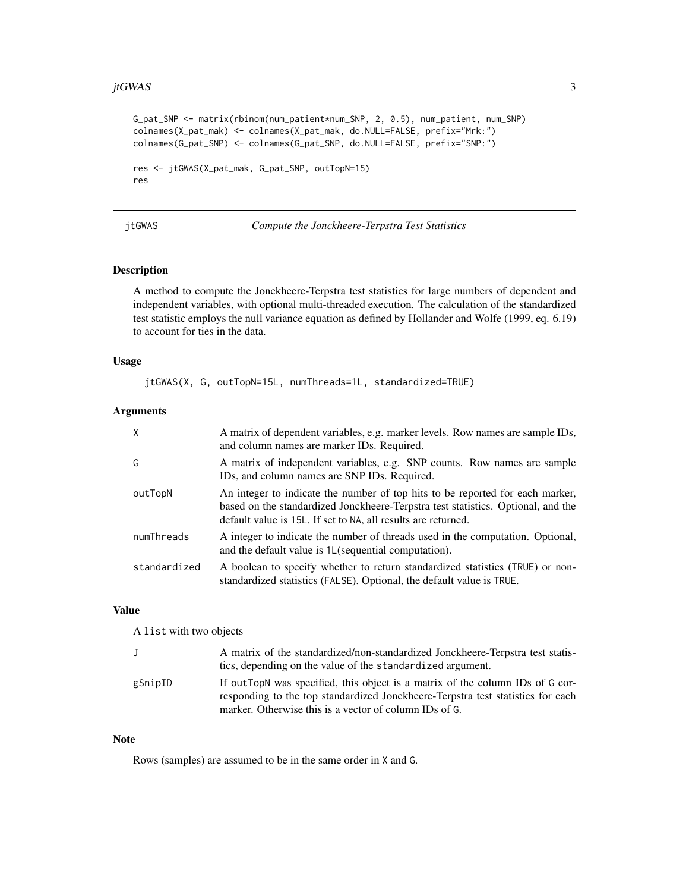```
G_pat_SNP <- matrix(rbinom(num_patient*num_SNP, 2, 0.5), num_patient, num_SNP)
colnames(X_pat_mak) <- colnames(X_pat_mak, do.NULL=FALSE, prefix="Mrk:")
colnames(G_pat_SNP) <- colnames(G_pat_SNP, do.NULL=FALSE, prefix="SNP:")

res <- jtGWAS(X_pat_mak, G_pat_SNP, outTopN=15)
res
```

---

## jtGWAS — *Compute the Jonckheere-Terpstra Test Statistics*

### Description

A method to compute the Jonckheere-Terpstra test statistics for large numbers of dependent and independent variables, with optional multi-threaded execution. The calculation of the standardized test statistic employs the null variance equation as defined by Hollander and Wolfe (1999, eq. 6.19) to account for ties in the data.

### Usage

```
jtGWAS(X, G, outTopN=15L, numThreads=1L, standardized=TRUE)
```

### Arguments

| | |
|---|---|
| `X` | A matrix of dependent variables, e.g. marker levels. Row names are sample IDs, and column names are marker IDs. Required. |
| `G` | A matrix of independent variables, e.g. SNP counts. Row names are sample IDs, and column names are SNP IDs. Required. |
| `outTopN` | An integer to indicate the number of top hits to be reported for each marker, based on the standardized Jonckheere-Terpstra test statistics. Optional, and the default value is `15L`. If set to `NA`, all results are returned. |
| `numThreads` | A integer to indicate the number of threads used in the computation. Optional, and the default value is `1L`(sequential computation). |
| `standardized` | A boolean to specify whether to return standardized statistics (`TRUE`) or non-standardized statistics (`FALSE`). Optional, the default value is `TRUE`. |

### Value

A `list` with two objects

| | |
|---|---|
| `J` | A matrix of the standardized/non-standardized Jonckheere-Terpstra test statistics, depending on the value of the `standardized` argument. |
| `gSnipID` | If `outTopN` was specified, this object is a matrix of the column IDs of `G` corresponding to the top standardized Jonckheere-Terpstra test statistics for each marker. Otherwise this is a vector of column IDs of `G`. |

### Note

Rows (samples) are assumed to be in the same order in `X` and `G`.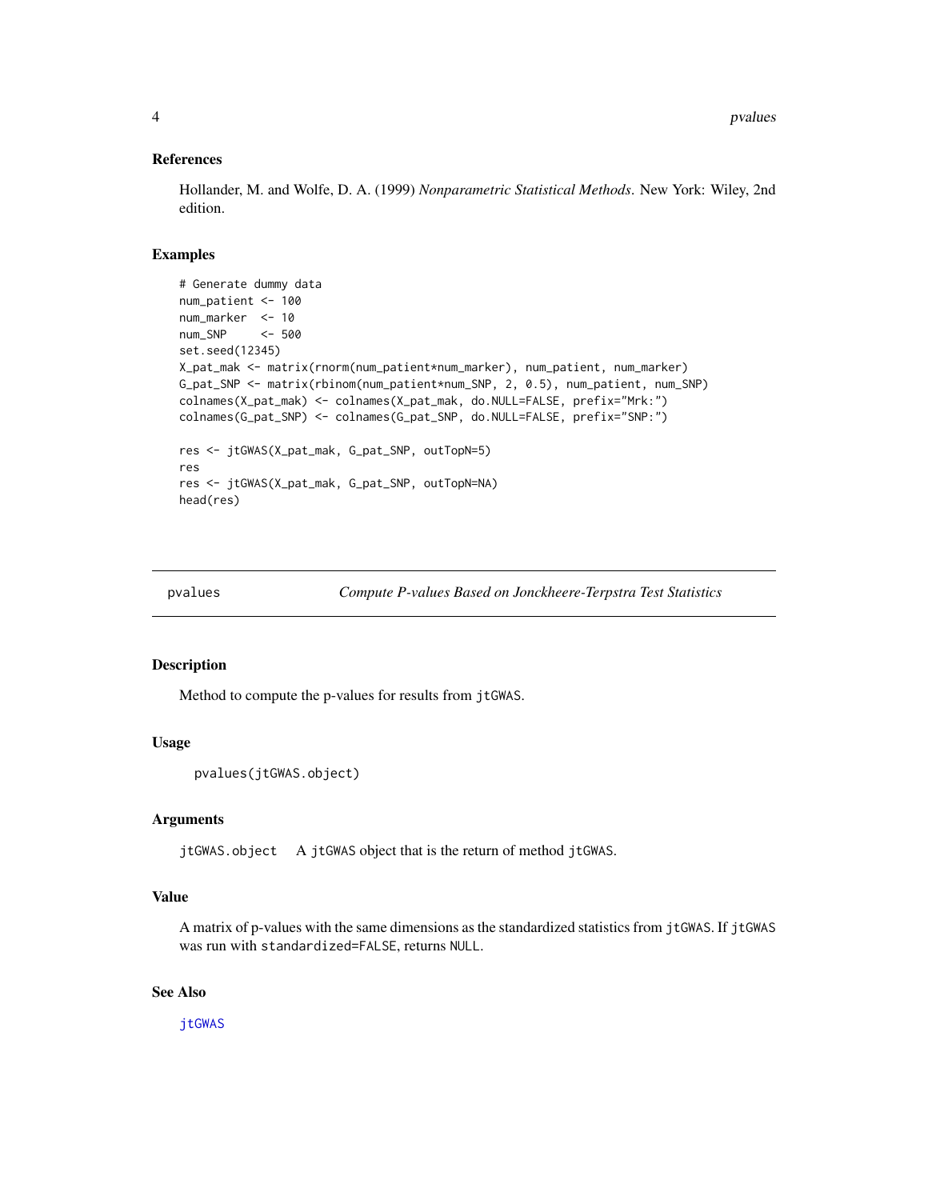### References

Hollander, M. and Wolfe, D. A. (1999) *Nonparametric Statistical Methods*. New York: Wiley, 2nd edition.

### Examples

```
# Generate dummy data
num_patient <- 100
num_marker  <- 10
num_SNP     <- 500
set.seed(12345)
X_pat_mak <- matrix(rnorm(num_patient*num_marker), num_patient, num_marker)
G_pat_SNP <- matrix(rbinom(num_patient*num_SNP, 2, 0.5), num_patient, num_SNP)
colnames(X_pat_mak) <- colnames(X_pat_mak, do.NULL=FALSE, prefix="Mrk:")
colnames(G_pat_SNP) <- colnames(G_pat_SNP, do.NULL=FALSE, prefix="SNP:")

res <- jtGWAS(X_pat_mak, G_pat_SNP, outTopN=5)
res
res <- jtGWAS(X_pat_mak, G_pat_SNP, outTopN=NA)
head(res)
```

---

## pvalues — *Compute P-values Based on Jonckheere-Terpstra Test Statistics*

### Description

Method to compute the p-values for results from `jtGWAS`.

### Usage

```
pvalues(jtGWAS.object)
```

### Arguments

`jtGWAS.object` A `jtGWAS` object that is the return of method `jtGWAS`.

### Value

A matrix of p-values with the same dimensions as the standardized statistics from `jtGWAS`. If `jtGWAS` was run with `standardized=FALSE`, returns `NULL`.

### See Also

`jtGWAS`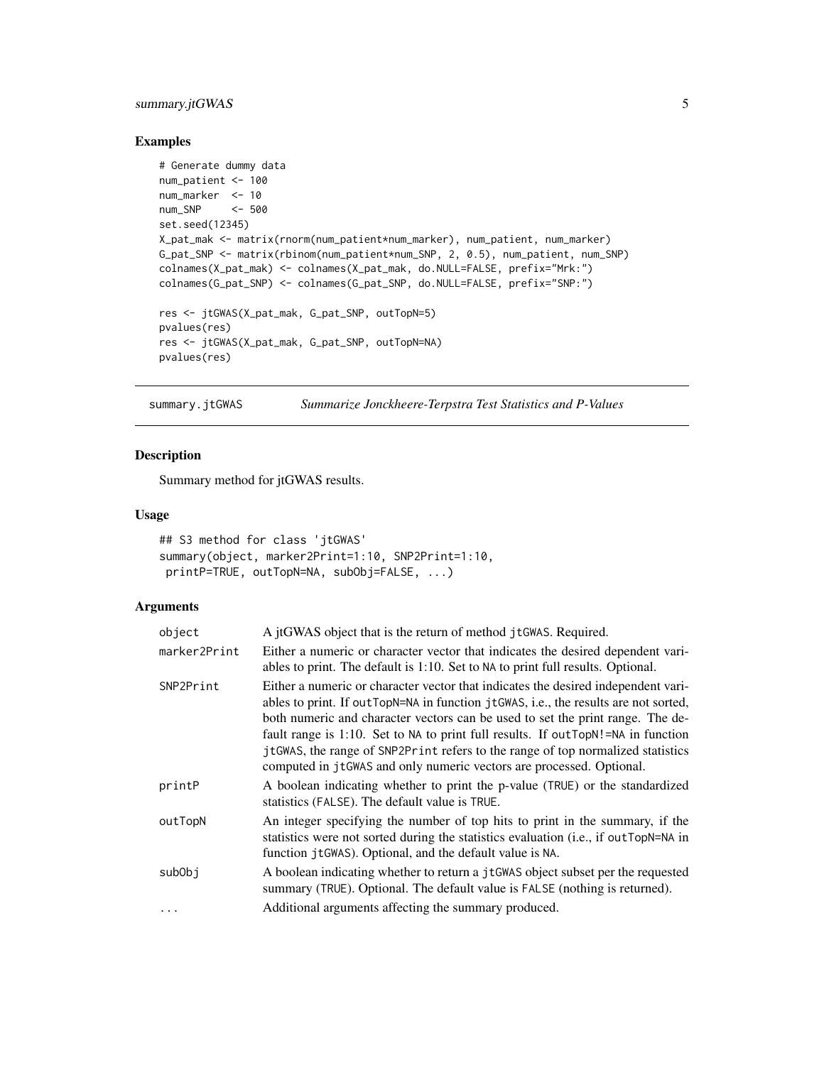### Examples

```
# Generate dummy data
num_patient <- 100
num_marker  <- 10
num_SNP     <- 500
set.seed(12345)
X_pat_mak <- matrix(rnorm(num_patient*num_marker), num_patient, num_marker)
G_pat_SNP <- matrix(rbinom(num_patient*num_SNP, 2, 0.5), num_patient, num_SNP)
colnames(X_pat_mak) <- colnames(X_pat_mak, do.NULL=FALSE, prefix="Mrk:")
colnames(G_pat_SNP) <- colnames(G_pat_SNP, do.NULL=FALSE, prefix="SNP:")

res <- jtGWAS(X_pat_mak, G_pat_SNP, outTopN=5)
pvalues(res)
res <- jtGWAS(X_pat_mak, G_pat_SNP, outTopN=NA)
pvalues(res)
```

## summary.jtGWAS — *Summarize Jonckheere-Terpstra Test Statistics and P-Values*

### Description

Summary method for jtGWAS results.

### Usage

```
## S3 method for class 'jtGWAS'
summary(object, marker2Print=1:10, SNP2Print=1:10,
 printP=TRUE, outTopN=NA, subObj=FALSE, ...)
```

### Arguments

| | |
|---|---|
| `object` | A jtGWAS object that is the return of method `jtGWAS`. Required. |
| `marker2Print` | Either a numeric or character vector that indicates the desired dependent variables to print. The default is 1:10. Set to `NA` to print full results. Optional. |
| `SNP2Print` | Either a numeric or character vector that indicates the desired independent variables to print. If `outTopN=NA` in function `jtGWAS`, i.e., the results are not sorted, both numeric and character vectors can be used to set the print range. The default range is 1:10. Set to `NA` to print full results. If `outTopN!=NA` in function `jtGWAS`, the range of `SNP2Print` refers to the range of top normalized statistics computed in `jtGWAS` and only numeric vectors are processed. Optional. |
| `printP` | A boolean indicating whether to print the p-value (`TRUE`) or the standardized statistics (`FALSE`). The default value is `TRUE`. |
| `outTopN` | An integer specifying the number of top hits to print in the summary, if the statistics were not sorted during the statistics evaluation (i.e., if `outTopN=NA` in function `jtGWAS`). Optional, and the default value is `NA`. |
| `subObj` | A boolean indicating whether to return a `jtGWAS` object subset per the requested summary (`TRUE`). Optional. The default value is `FALSE` (nothing is returned). |
| `...` | Additional arguments affecting the summary produced. |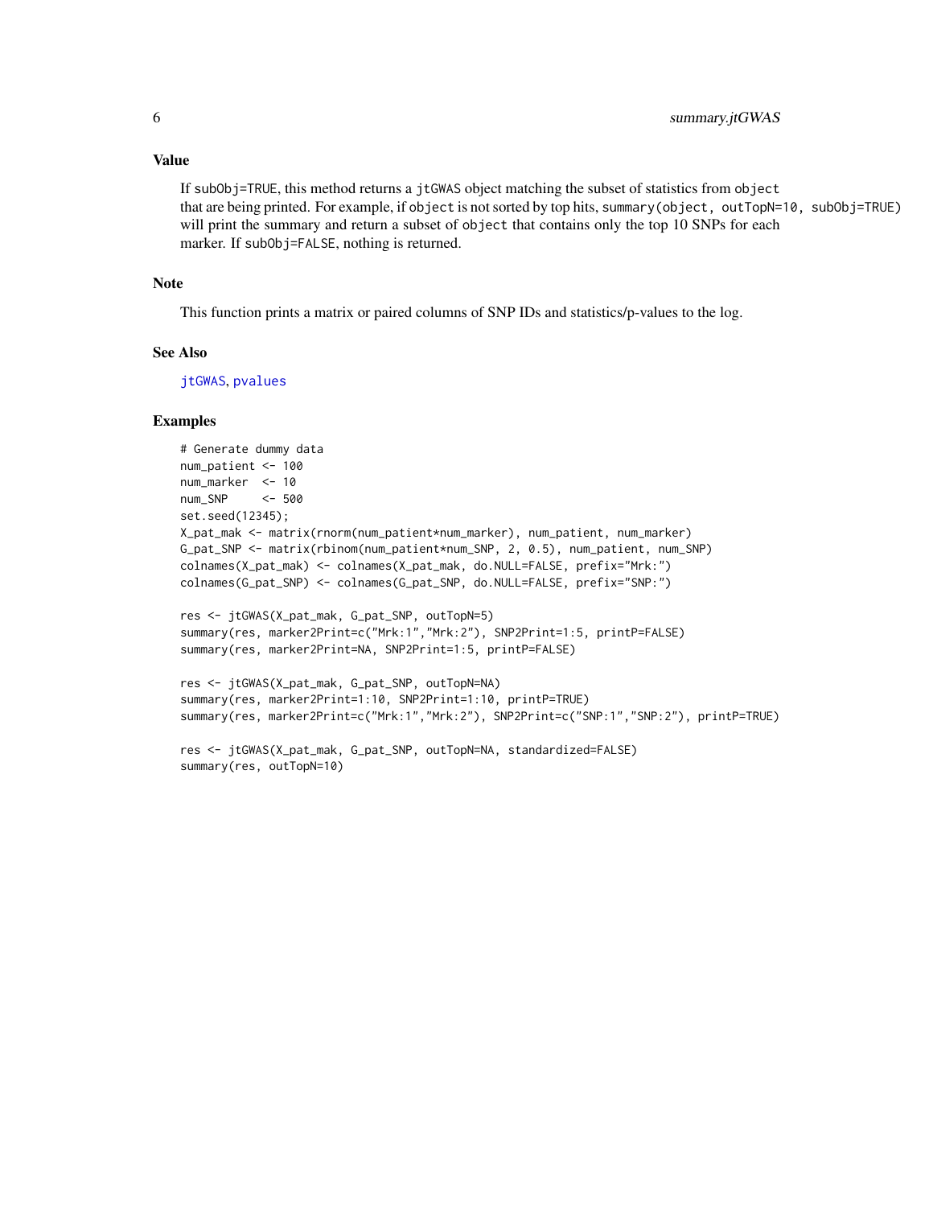## Value

If `subObj=TRUE`, this method returns a `jtGWAS` object matching the subset of statistics from `object` that are being printed. For example, if `object` is not sorted by top hits, `summary(object, outTopN=10, subObj=TRUE)` will print the summary and return a subset of `object` that contains only the top 10 SNPs for each marker. If `subObj=FALSE`, nothing is returned.

## Note

This function prints a matrix or paired columns of SNP IDs and statistics/p-values to the log.

## See Also

`jtGWAS`, `pvalues`

## Examples

```
# Generate dummy data
num_patient <- 100
num_marker  <- 10
num_SNP     <- 500
set.seed(12345);
X_pat_mak <- matrix(rnorm(num_patient*num_marker), num_patient, num_marker)
G_pat_SNP <- matrix(rbinom(num_patient*num_SNP, 2, 0.5), num_patient, num_SNP)
colnames(X_pat_mak) <- colnames(X_pat_mak, do.NULL=FALSE, prefix="Mrk:")
colnames(G_pat_SNP) <- colnames(G_pat_SNP, do.NULL=FALSE, prefix="SNP:")

res <- jtGWAS(X_pat_mak, G_pat_SNP, outTopN=5)
summary(res, marker2Print=c("Mrk:1","Mrk:2"), SNP2Print=1:5, printP=FALSE)
summary(res, marker2Print=NA, SNP2Print=1:5, printP=FALSE)

res <- jtGWAS(X_pat_mak, G_pat_SNP, outTopN=NA)
summary(res, marker2Print=1:10, SNP2Print=1:10, printP=TRUE)
summary(res, marker2Print=c("Mrk:1","Mrk:2"), SNP2Print=c("SNP:1","SNP:2"), printP=TRUE)

res <- jtGWAS(X_pat_mak, G_pat_SNP, outTopN=NA, standardized=FALSE)
summary(res, outTopN=10)
```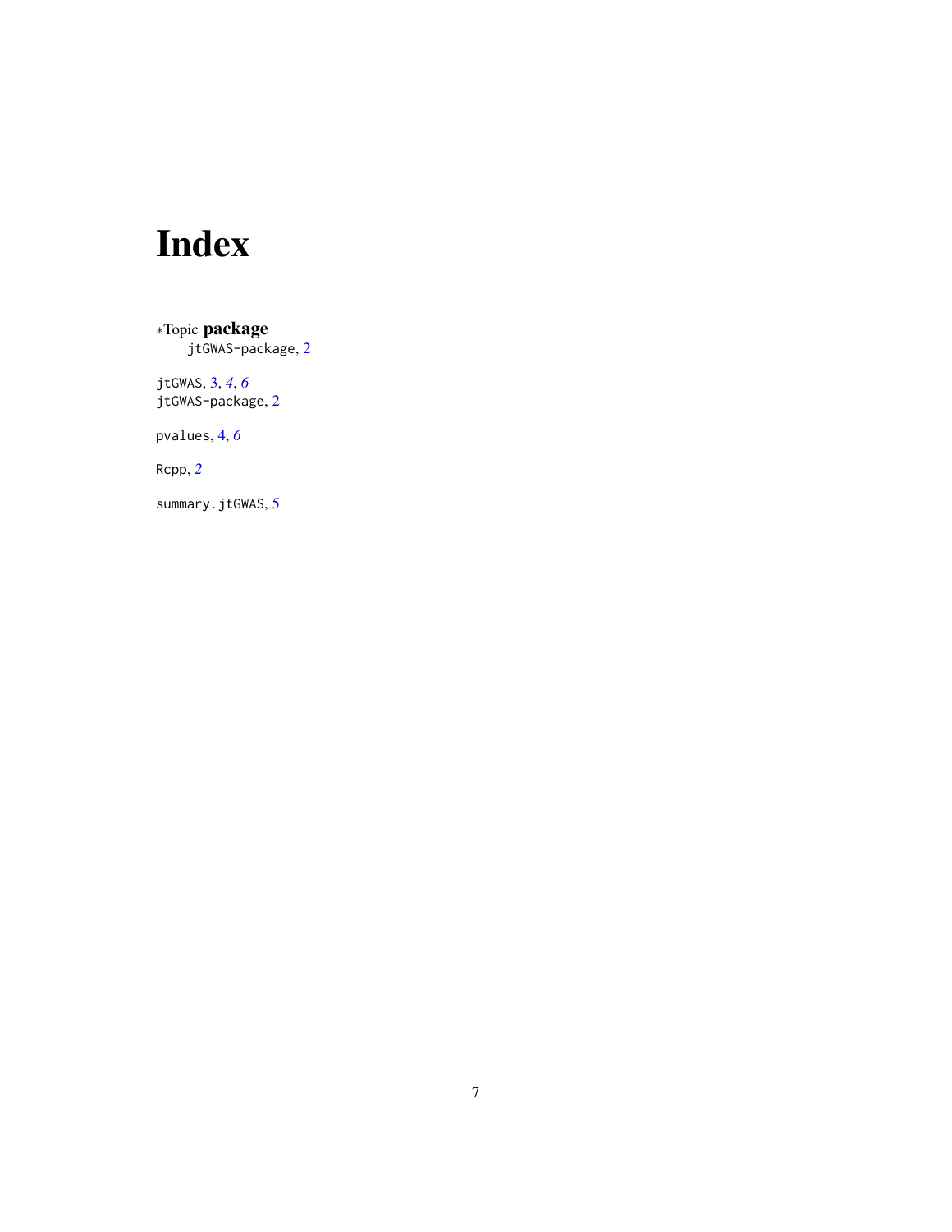# Index

*Topic **package**
    jtGWAS-package, 2

jtGWAS, 3, *4*, *6*
jtGWAS-package, 2

pvalues, 4, *6*

Rcpp, *2*

summary.jtGWAS, 5